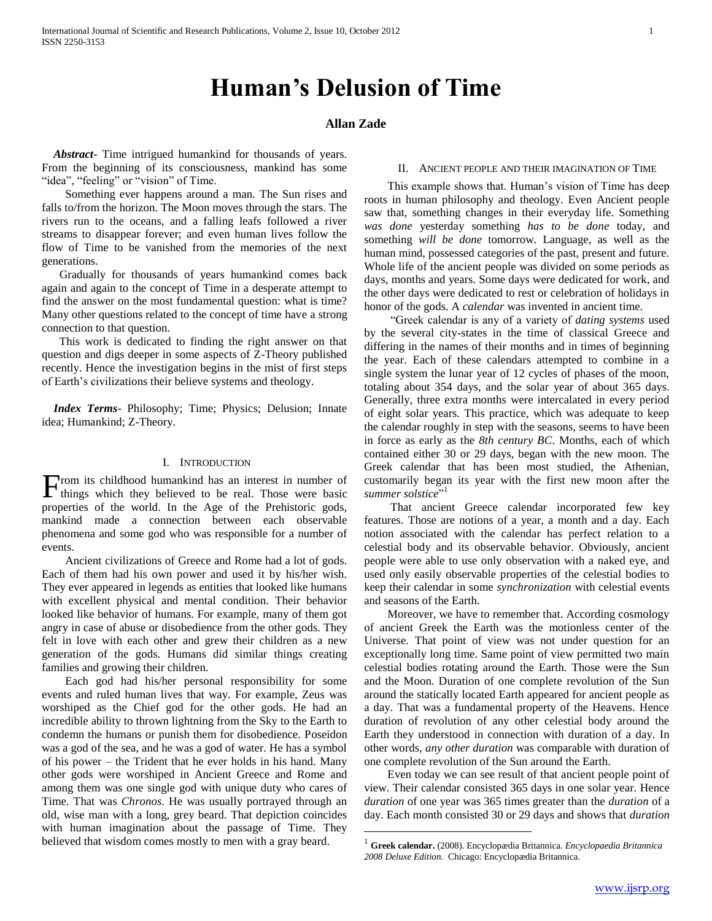# Human's Delusion of Time

**Allan Zade**

***Abstract-*** Time intrigued humankind for thousands of years. From the beginning of its consciousness, mankind has some "idea", "feeling" or "vision" of Time.

Something ever happens around a man. The Sun rises and falls to/from the horizon. The Moon moves through the stars. The rivers run to the oceans, and a falling leafs followed a river streams to disappear forever; and even human lives follow the flow of Time to be vanished from the memories of the next generations.

Gradually for thousands of years humankind comes back again and again to the concept of Time in a desperate attempt to find the answer on the most fundamental question: what is time? Many other questions related to the concept of time have a strong connection to that question.

This work is dedicated to finding the right answer on that question and digs deeper in some aspects of Z-Theory published recently. Hence the investigation begins in the mist of first steps of Earth's civilizations their believe systems and theology.

***Index Terms-*** Philosophy; Time; Physics; Delusion; Innate idea; Humankind; Z-Theory.

## I. Introduction

From its childhood humankind has an interest in number of things which they believed to be real. Those were basic properties of the world. In the Age of the Prehistoric gods, mankind made a connection between each observable phenomena and some god who was responsible for a number of events.

Ancient civilizations of Greece and Rome had a lot of gods. Each of them had his own power and used it by his/her wish. They ever appeared in legends as entities that looked like humans with excellent physical and mental condition. Their behavior looked like behavior of humans. For example, many of them got angry in case of abuse or disobedience from the other gods. They felt in love with each other and grew their children as a new generation of the gods. Humans did similar things creating families and growing their children.

Each god had his/her personal responsibility for some events and ruled human lives that way. For example, Zeus was worshiped as the Chief god for the other gods. He had an incredible ability to thrown lightning from the Sky to the Earth to condemn the humans or punish them for disobedience. Poseidon was a god of the sea, and he was a god of water. He has a symbol of his power – the Trident that he ever holds in his hand. Many other gods were worshiped in Ancient Greece and Rome and among them was one single god with unique duty who cares of Time. That was *Chronos*. He was usually portrayed through an old, wise man with a long, grey beard. That depiction coincides with human imagination about the passage of Time. They believed that wisdom comes mostly to men with a gray beard.

## II. Ancient people and their imagination of Time

This example shows that. Human's vision of Time has deep roots in human philosophy and theology. Even Ancient people saw that, something changes in their everyday life. Something *was done* yesterday something *has to be done* today, and something *will be done* tomorrow. Language, as well as the human mind, possessed categories of the past, present and future. Whole life of the ancient people was divided on some periods as days, months and years. Some days were dedicated for work, and the other days were dedicated to rest or celebration of holidays in honor of the gods. A *calendar* was invented in ancient time.

"Greek calendar is any of a variety of *dating systems* used by the several city-states in the time of classical Greece and differing in the names of their months and in times of beginning the year. Each of these calendars attempted to combine in a single system the lunar year of 12 cycles of phases of the moon, totaling about 354 days, and the solar year of about 365 days. Generally, three extra months were intercalated in every period of eight solar years. This practice, which was adequate to keep the calendar roughly in step with the seasons, seems to have been in force as early as the *8th century BC*. Months, each of which contained either 30 or 29 days, began with the new moon. The Greek calendar that has been most studied, the Athenian, customarily began its year with the first new moon after the *summer solstice*"[1]

That ancient Greece calendar incorporated few key features. Those are notions of a year, a month and a day. Each notion associated with the calendar has perfect relation to a celestial body and its observable behavior. Obviously, ancient people were able to use only observation with a naked eye, and used only easily observable properties of the celestial bodies to keep their calendar in some *synchronization* with celestial events and seasons of the Earth.

Moreover, we have to remember that. According cosmology of ancient Greek the Earth was the motionless center of the Universe. That point of view was not under question for an exceptionally long time. Same point of view permitted two main celestial bodies rotating around the Earth. Those were the Sun and the Moon. Duration of one complete revolution of the Sun around the statically located Earth appeared for ancient people as a day. That was a fundamental property of the Heavens. Hence duration of revolution of any other celestial body around the Earth they understood in connection with duration of a day. In other words, *any other duration* was comparable with duration of one complete revolution of the Sun around the Earth.

Even today we can see result of that ancient people point of view. Their calendar consisted 365 days in one solar year. Hence *duration* of one year was 365 times greater than the *duration* of a day. Each month consisted 30 or 29 days and shows that *duration*

---

[1] **Greek calendar.** (2008). Encyclopædia Britannica. *Encyclopaedia Britannica 2008 Deluxe Edition.* Chicago: Encyclopædia Britannica.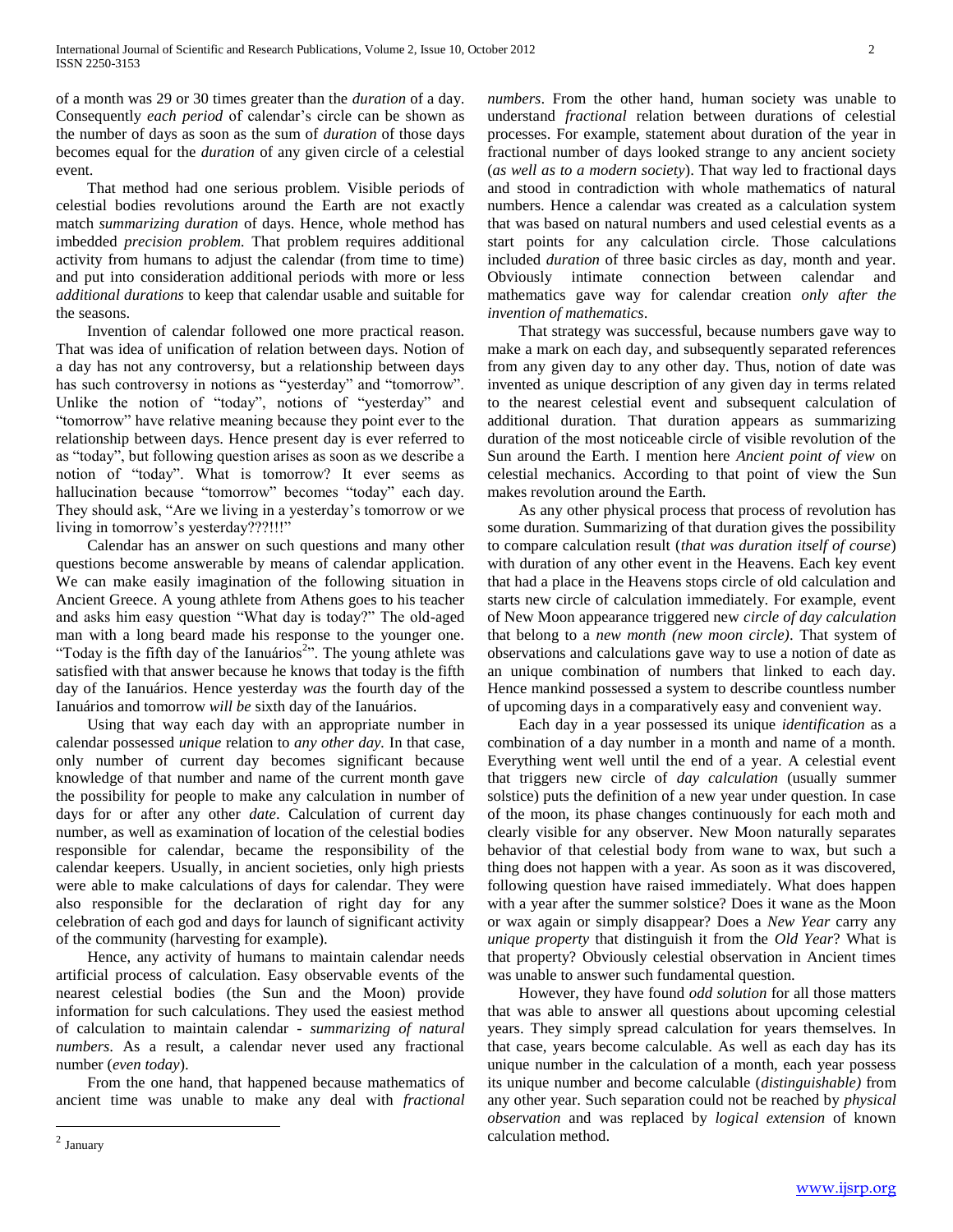of a month was 29 or 30 times greater than the *duration* of a day. Consequently *each period* of calendar's circle can be shown as the number of days as soon as the sum of *duration* of those days becomes equal for the *duration* of any given circle of a celestial event.

That method had one serious problem. Visible periods of celestial bodies revolutions around the Earth are not exactly match *summarizing duration* of days. Hence, whole method has imbedded *precision problem.* That problem requires additional activity from humans to adjust the calendar (from time to time) and put into consideration additional periods with more or less *additional durations* to keep that calendar usable and suitable for the seasons.

Invention of calendar followed one more practical reason. That was idea of unification of relation between days. Notion of a day has not any controversy, but a relationship between days has such controversy in notions as "yesterday" and "tomorrow". Unlike the notion of "today", notions of "yesterday" and "tomorrow" have relative meaning because they point ever to the relationship between days. Hence present day is ever referred to as "today", but following question arises as soon as we describe a notion of "today". What is tomorrow? It ever seems as hallucination because "tomorrow" becomes "today" each day. They should ask, "Are we living in a yesterday's tomorrow or we living in tomorrow's yesterday???!!!"

Calendar has an answer on such questions and many other questions become answerable by means of calendar application. We can make easily imagination of the following situation in Ancient Greece. A young athlete from Athens goes to his teacher and asks him easy question "What day is today?" The old-aged man with a long beard made his response to the younger one. "Today is the fifth day of the Ianuários[2]". The young athlete was satisfied with that answer because he knows that today is the fifth day of the Ianuários. Hence yesterday *was* the fourth day of the Ianuários and tomorrow *will be* sixth day of the Ianuários.

Using that way each day with an appropriate number in calendar possessed *unique* relation to *any other day.* In that case, only number of current day becomes significant because knowledge of that number and name of the current month gave the possibility for people to make any calculation in number of days for or after any other *date*. Calculation of current day number, as well as examination of location of the celestial bodies responsible for calendar, became the responsibility of the calendar keepers. Usually, in ancient societies, only high priests were able to make calculations of days for calendar. They were also responsible for the declaration of right day for any celebration of each god and days for launch of significant activity of the community (harvesting for example).

Hence, any activity of humans to maintain calendar needs artificial process of calculation. Easy observable events of the nearest celestial bodies (the Sun and the Moon) provide information for such calculations. They used the easiest method of calculation to maintain calendar - *summarizing of natural numbers*. As a result, a calendar never used any fractional number (*even today*).

From the one hand, that happened because mathematics of ancient time was unable to make any deal with *fractional numbers*. From the other hand, human society was unable to understand *fractional* relation between durations of celestial processes. For example, statement about duration of the year in fractional number of days looked strange to any ancient society (*as well as to a modern society*). That way led to fractional days and stood in contradiction with whole mathematics of natural numbers. Hence a calendar was created as a calculation system that was based on natural numbers and used celestial events as a start points for any calculation circle. Those calculations included *duration* of three basic circles as day, month and year. Obviously intimate connection between calendar and mathematics gave way for calendar creation *only after the invention of mathematics*.

That strategy was successful, because numbers gave way to make a mark on each day, and subsequently separated references from any given day to any other day. Thus, notion of date was invented as unique description of any given day in terms related to the nearest celestial event and subsequent calculation of additional duration. That duration appears as summarizing duration of the most noticeable circle of visible revolution of the Sun around the Earth. I mention here *Ancient point of view* on celestial mechanics. According to that point of view the Sun makes revolution around the Earth.

As any other physical process that process of revolution has some duration. Summarizing of that duration gives the possibility to compare calculation result (*that was duration itself of course*) with duration of any other event in the Heavens. Each key event that had a place in the Heavens stops circle of old calculation and starts new circle of calculation immediately. For example, event of New Moon appearance triggered new *circle of day calculation* that belong to a *new month (new moon circle)*. That system of observations and calculations gave way to use a notion of date as an unique combination of numbers that linked to each day. Hence mankind possessed a system to describe countless number of upcoming days in a comparatively easy and convenient way.

Each day in a year possessed its unique *identification* as a combination of a day number in a month and name of a month. Everything went well until the end of a year. A celestial event that triggers new circle of *day calculation* (usually summer solstice) puts the definition of a new year under question. In case of the moon, its phase changes continuously for each moth and clearly visible for any observer. New Moon naturally separates behavior of that celestial body from wane to wax, but such a thing does not happen with a year. As soon as it was discovered, following question have raised immediately. What does happen with a year after the summer solstice? Does it wane as the Moon or wax again or simply disappear? Does a *New Year* carry any *unique property* that distinguish it from the *Old Year*? What is that property? Obviously celestial observation in Ancient times was unable to answer such fundamental question.

However, they have found *odd solution* for all those matters that was able to answer all questions about upcoming celestial years. They simply spread calculation for years themselves. In that case, years become calculable. As well as each day has its unique number in the calculation of a month, each year possess its unique number and become calculable (*distinguishable)* from any other year. Such separation could not be reached by *physical observation* and was replaced by *logical extension* of known calculation method.

[2] January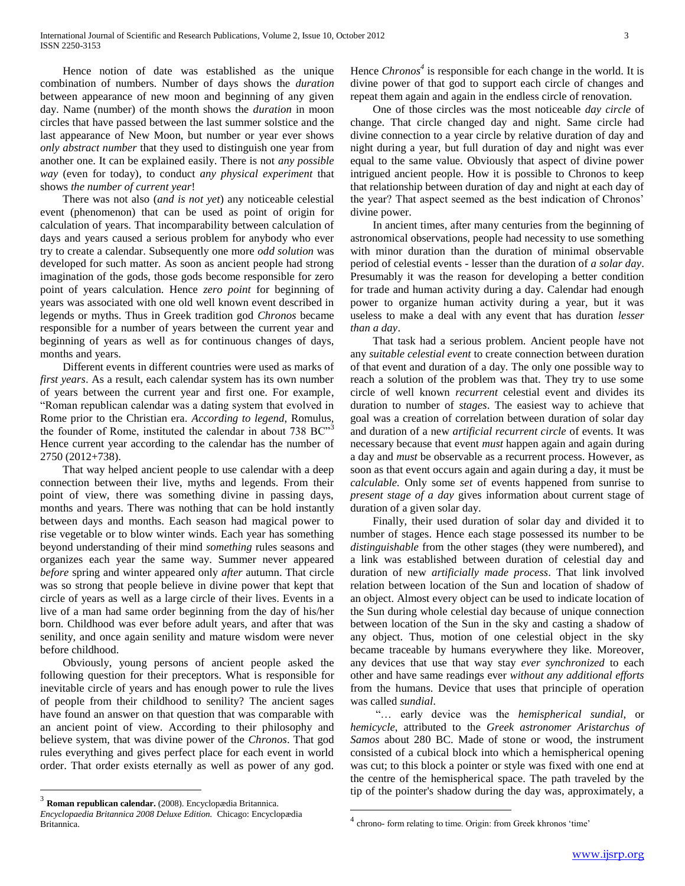Hence notion of date was established as the unique combination of numbers. Number of days shows the *duration* between appearance of new moon and beginning of any given day. Name (number) of the month shows the *duration* in moon circles that have passed between the last summer solstice and the last appearance of New Moon, but number or year ever shows *only abstract number* that they used to distinguish one year from another one. It can be explained easily. There is not *any possible way* (even for today), to conduct *any physical experiment* that shows *the number of current year*!

There was not also (*and is not yet*) any noticeable celestial event (phenomenon) that can be used as point of origin for calculation of years. That incomparability between calculation of days and years caused a serious problem for anybody who ever try to create a calendar. Subsequently one more *odd solution* was developed for such matter. As soon as ancient people had strong imagination of the gods, those gods become responsible for zero point of years calculation. Hence *zero point* for beginning of years was associated with one old well known event described in legends or myths. Thus in Greek tradition god *Chronos* became responsible for a number of years between the current year and beginning of years as well as for continuous changes of days, months and years.

Different events in different countries were used as marks of *first years*. As a result, each calendar system has its own number of years between the current year and first one. For example, "Roman republican calendar was a dating system that evolved in Rome prior to the Christian era. *According to legend*, Romulus, the founder of Rome, instituted the calendar in about 738 BC"[3] Hence current year according to the calendar has the number of 2750 (2012+738).

That way helped ancient people to use calendar with a deep connection between their live, myths and legends. From their point of view, there was something divine in passing days, months and years. There was nothing that can be hold instantly between days and months. Each season had magical power to rise vegetable or to blow winter winds. Each year has something beyond understanding of their mind *something* rules seasons and organizes each year the same way. Summer never appeared *before* spring and winter appeared only *after* autumn. That circle was so strong that people believe in divine power that kept that circle of years as well as a large circle of their lives. Events in a live of a man had same order beginning from the day of his/her born. Childhood was ever before adult years, and after that was senility, and once again senility and mature wisdom were never before childhood.

Obviously, young persons of ancient people asked the following question for their preceptors. What is responsible for inevitable circle of years and has enough power to rule the lives of people from their childhood to senility? The ancient sages have found an answer on that question that was comparable with an ancient point of view. According to their philosophy and believe system, that was divine power of the *Chronos*. That god rules everything and gives perfect place for each event in world order. That order exists eternally as well as power of any god. Hence *Chronos*[4] is responsible for each change in the world. It is divine power of that god to support each circle of changes and repeat them again and again in the endless circle of renovation.

One of those circles was the most noticeable *day circle* of change. That circle changed day and night. Same circle had divine connection to a year circle by relative duration of day and night during a year, but full duration of day and night was ever equal to the same value. Obviously that aspect of divine power intrigued ancient people. How it is possible to Chronos to keep that relationship between duration of day and night at each day of the year? That aspect seemed as the best indication of Chronos' divine power.

In ancient times, after many centuries from the beginning of astronomical observations, people had necessity to use something with minor duration than the duration of minimal observable period of celestial events - lesser than the duration of *a solar day*. Presumably it was the reason for developing a better condition for trade and human activity during a day. Calendar had enough power to organize human activity during a year, but it was useless to make a deal with any event that has duration *lesser than a day*.

That task had a serious problem. Ancient people have not any *suitable celestial event* to create connection between duration of that event and duration of a day. The only one possible way to reach a solution of the problem was that. They try to use some circle of well known *recurrent* celestial event and divides its duration to number of *stages*. The easiest way to achieve that goal was a creation of correlation between duration of solar day and duration of a new *artificial recurrent circle* of events. It was necessary because that event *must* happen again and again during a day and *must* be observable as a recurrent process. However, as soon as that event occurs again and again during a day, it must be *calculable*. Only some *set* of events happened from sunrise to *present stage of a day* gives information about current stage of duration of a given solar day.

Finally, their used duration of solar day and divided it to number of stages. Hence each stage possessed its number to be *distinguishable* from the other stages (they were numbered), and a link was established between duration of celestial day and duration of new *artificially made process*. That link involved relation between location of the Sun and location of shadow of an object. Almost every object can be used to indicate location of the Sun during whole celestial day because of unique connection between location of the Sun in the sky and casting a shadow of any object. Thus, motion of one celestial object in the sky became traceable by humans everywhere they like. Moreover, any devices that use that way stay *ever synchronized* to each other and have same readings ever *without any additional efforts* from the humans. Device that uses that principle of operation was called *sundial*.

"… early device was the *hemispherical sundial*, or *hemicycle*, attributed to the *Greek astronomer Aristarchus of Samos* about 280 BC. Made of stone or wood, the instrument consisted of a cubical block into which a hemispherical opening was cut; to this block a pointer or style was fixed with one end at the centre of the hemispherical space. The path traveled by the tip of the pointer's shadow during the day was, approximately, a

---

[3] **Roman republican calendar.** (2008). Encyclopædia Britannica. *Encyclopaedia Britannica 2008 Deluxe Edition.* Chicago: Encyclopædia Britannica.

[4] chrono- form relating to time. Origin: from Greek khronos 'time'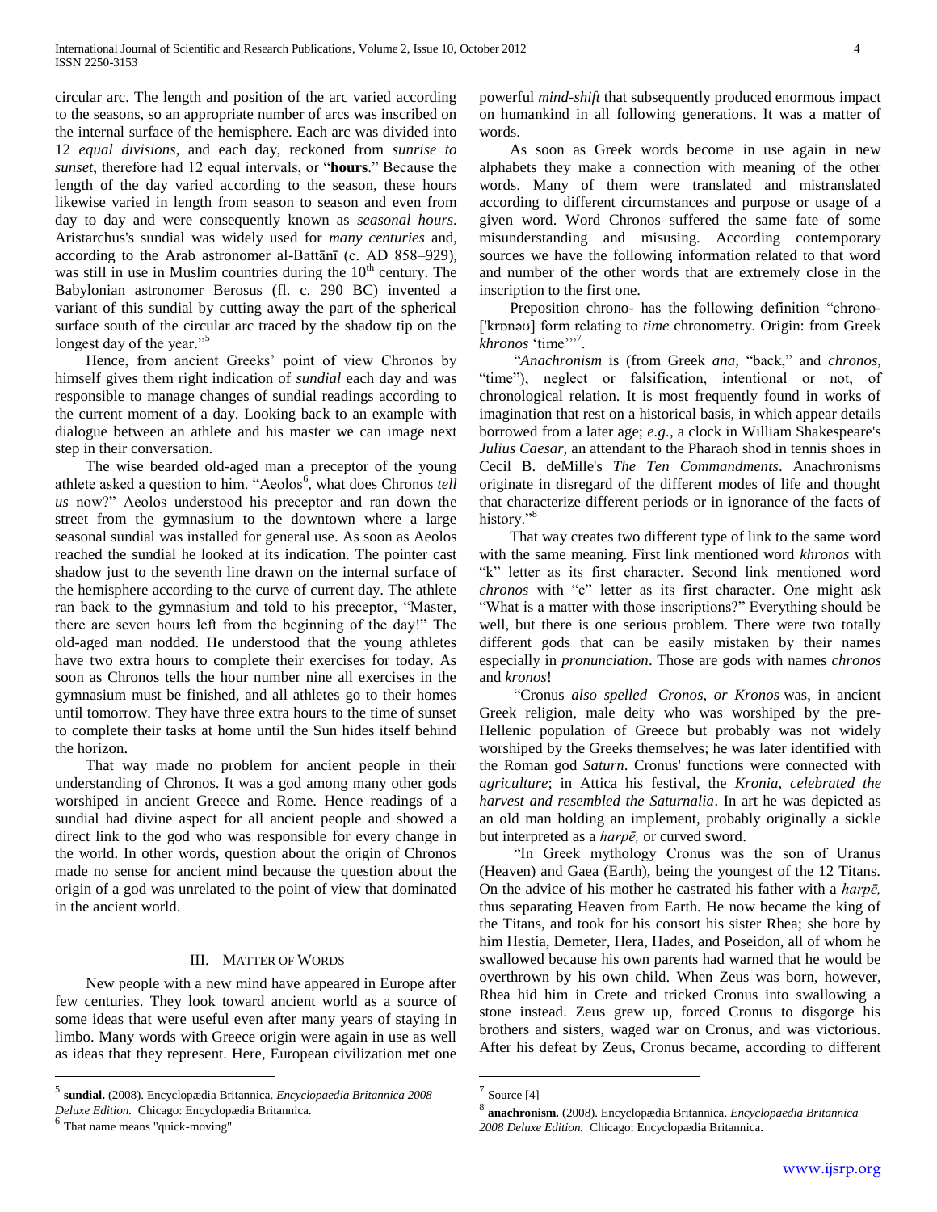circular arc. The length and position of the arc varied according to the seasons, so an appropriate number of arcs was inscribed on the internal surface of the hemisphere. Each arc was divided into 12 *equal divisions*, and each day, reckoned from *sunrise to sunset*, therefore had 12 equal intervals, or "**hours**." Because the length of the day varied according to the season, these hours likewise varied in length from season to season and even from day to day and were consequently known as *seasonal hours*. Aristarchus's sundial was widely used for *many centuries* and, according to the Arab astronomer al-Battānī (c. AD 858–929), was still in use in Muslim countries during the 10th century. The Babylonian astronomer Berosus (fl. c. 290 BC) invented a variant of this sundial by cutting away the part of the spherical surface south of the circular arc traced by the shadow tip on the longest day of the year."[5]

Hence, from ancient Greeks' point of view Chronos by himself gives them right indication of *sundial* each day and was responsible to manage changes of sundial readings according to the current moment of a day. Looking back to an example with dialogue between an athlete and his master we can image next step in their conversation.

The wise bearded old-aged man a preceptor of the young athlete asked a question to him. "Aeolos[6], what does Chronos *tell us* now?" Aeolos understood his preceptor and ran down the street from the gymnasium to the downtown where a large seasonal sundial was installed for general use. As soon as Aeolos reached the sundial he looked at its indication. The pointer cast shadow just to the seventh line drawn on the internal surface of the hemisphere according to the curve of current day. The athlete ran back to the gymnasium and told to his preceptor, "Master, there are seven hours left from the beginning of the day!" The old-aged man nodded. He understood that the young athletes have two extra hours to complete their exercises for today. As soon as Chronos tells the hour number nine all exercises in the gymnasium must be finished, and all athletes go to their homes until tomorrow. They have three extra hours to the time of sunset to complete their tasks at home until the Sun hides itself behind the horizon.

That way made no problem for ancient people in their understanding of Chronos. It was a god among many other gods worshiped in ancient Greece and Rome. Hence readings of a sundial had divine aspect for all ancient people and showed a direct link to the god who was responsible for every change in the world. In other words, question about the origin of Chronos made no sense for ancient mind because the question about the origin of a god was unrelated to the point of view that dominated in the ancient world.

## III. Matter of Words

New people with a new mind have appeared in Europe after few centuries. They look toward ancient world as a source of some ideas that were useful even after many years of staying in limbo. Many words with Greece origin were again in use as well as ideas that they represent. Here, European civilization met one powerful *mind-shift* that subsequently produced enormous impact on humankind in all following generations. It was a matter of words.

As soon as Greek words become in use again in new alphabets they make a connection with meaning of the other words. Many of them were translated and mistranslated according to different circumstances and purpose or usage of a given word. Word Chronos suffered the same fate of some misunderstanding and misusing. According contemporary sources we have the following information related to that word and number of the other words that are extremely close in the inscription to the first one.

Preposition chrono- has the following definition "chrono- ['krɒnəʊ] form relating to *time* chronometry. Origin: from Greek *khronos* 'time'"[7].

"*Anachronism* is (from Greek *ana,* "back," and *chronos,* "time"), neglect or falsification, intentional or not, of chronological relation. It is most frequently found in works of imagination that rest on a historical basis, in which appear details borrowed from a later age; *e.g.,* a clock in William Shakespeare's *Julius Caesar*, an attendant to the Pharaoh shod in tennis shoes in Cecil B. deMille's *The Ten Commandments*. Anachronisms originate in disregard of the different modes of life and thought that characterize different periods or in ignorance of the facts of history."[8]

That way creates two different type of link to the same word with the same meaning. First link mentioned word *khronos* with "k" letter as its first character. Second link mentioned word *chronos* with "c" letter as its first character. One might ask "What is a matter with those inscriptions?" Everything should be well, but there is one serious problem. There were two totally different gods that can be easily mistaken by their names especially in *pronunciation*. Those are gods with names *chronos* and *kronos*!

"Cronus *also spelled Cronos, or Kronos* was, in ancient Greek religion, male deity who was worshiped by the pre-Hellenic population of Greece but probably was not widely worshiped by the Greeks themselves; he was later identified with the Roman god *Saturn*. Cronus' functions were connected with *agriculture*; in Attica his festival, the *Kronia, celebrated the harvest and resembled the Saturnalia*. In art he was depicted as an old man holding an implement, probably originally a sickle but interpreted as a *harpē,* or curved sword.

"In Greek mythology Cronus was the son of Uranus (Heaven) and Gaea (Earth), being the youngest of the 12 Titans. On the advice of his mother he castrated his father with a *harpē,* thus separating Heaven from Earth. He now became the king of the Titans, and took for his consort his sister Rhea; she bore by him Hestia, Demeter, Hera, Hades, and Poseidon, all of whom he swallowed because his own parents had warned that he would be overthrown by his own child. When Zeus was born, however, Rhea hid him in Crete and tricked Cronus into swallowing a stone instead. Zeus grew up, forced Cronus to disgorge his brothers and sisters, waged war on Cronus, and was victorious. After his defeat by Zeus, Cronus became, according to different

---

[5] **sundial.** (2008). Encyclopædia Britannica. *Encyclopaedia Britannica 2008 Deluxe Edition.* Chicago: Encyclopædia Britannica.

[6] That name means "quick-moving"

[7] Source [4]

[8] **anachronism.** (2008). Encyclopædia Britannica. *Encyclopaedia Britannica 2008 Deluxe Edition.* Chicago: Encyclopædia Britannica.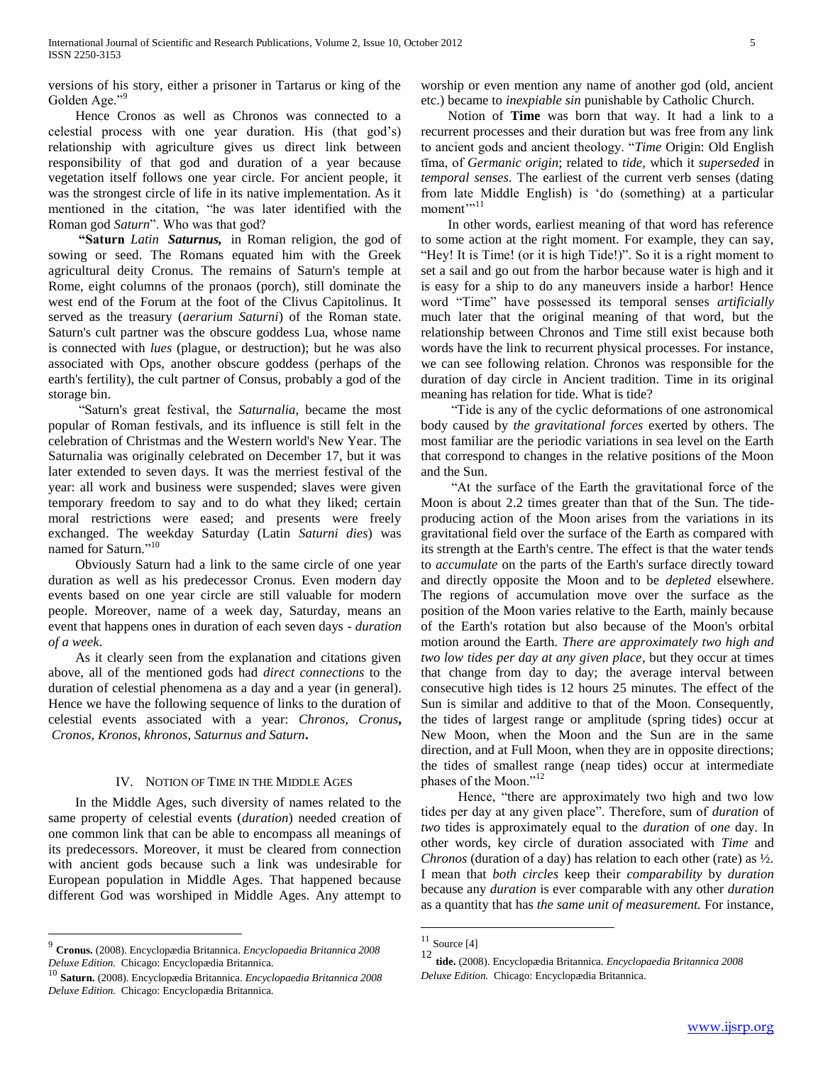versions of his story, either a prisoner in Tartarus or king of the Golden Age."[9]

Hence Cronos as well as Chronos was connected to a celestial process with one year duration. His (that god's) relationship with agriculture gives us direct link between responsibility of that god and duration of a year because vegetation itself follows one year circle. For ancient people, it was the strongest circle of life in its native implementation. As it mentioned in the citation, "he was later identified with the Roman god *Saturn*". Who was that god?

**"Saturn** *Latin* ***Saturnus,*** in Roman religion, the god of sowing or seed. The Romans equated him with the Greek agricultural deity Cronus. The remains of Saturn's temple at Rome, eight columns of the pronaos (porch), still dominate the west end of the Forum at the foot of the Clivus Capitolinus. It served as the treasury (*aerarium Saturni*) of the Roman state. Saturn's cult partner was the obscure goddess Lua, whose name is connected with *lues* (plague, or destruction); but he was also associated with Ops, another obscure goddess (perhaps of the earth's fertility), the cult partner of Consus, probably a god of the storage bin.

"Saturn's great festival, the *Saturnalia*, became the most popular of Roman festivals, and its influence is still felt in the celebration of Christmas and the Western world's New Year. The Saturnalia was originally celebrated on December 17, but it was later extended to seven days. It was the merriest festival of the year: all work and business were suspended; slaves were given temporary freedom to say and to do what they liked; certain moral restrictions were eased; and presents were freely exchanged. The weekday Saturday (Latin *Saturni dies*) was named for Saturn."[10]

Obviously Saturn had a link to the same circle of one year duration as well as his predecessor Cronus. Even modern day events based on one year circle are still valuable for modern people. Moreover, name of a week day, Saturday, means an event that happens ones in duration of each seven days - *duration of a week*.

As it clearly seen from the explanation and citations given above, all of the mentioned gods had *direct connections* to the duration of celestial phenomena as a day and a year (in general). Hence we have the following sequence of links to the duration of celestial events associated with a year: *Chronos, Cronus***,** *Cronos, Kronos, khronos, Saturnus and Saturn***.**

## IV. Notion of Time in the Middle Ages

In the Middle Ages, such diversity of names related to the same property of celestial events (*duration*) needed creation of one common link that can be able to encompass all meanings of its predecessors. Moreover, it must be cleared from connection with ancient gods because such a link was undesirable for European population in Middle Ages. That happened because different God was worshiped in Middle Ages. Any attempt to worship or even mention any name of another god (old, ancient etc.) became to *inexpiable sin* punishable by Catholic Church.

Notion of **Time** was born that way. It had a link to a recurrent processes and their duration but was free from any link to ancient gods and ancient theology. "*Time* Origin: Old English tīma, of *Germanic origin*; related to *tide*, which it *superseded* in *temporal senses*. The earliest of the current verb senses (dating from late Middle English) is 'do (something) at a particular moment'"[11]

In other words, earliest meaning of that word has reference to some action at the right moment. For example, they can say, "Hey! It is Time! (or it is high Tide!)". So it is a right moment to set a sail and go out from the harbor because water is high and it is easy for a ship to do any maneuvers inside a harbor! Hence word "Time" have possessed its temporal senses *artificially* much later that the original meaning of that word, but the relationship between Chronos and Time still exist because both words have the link to recurrent physical processes. For instance, we can see following relation. Chronos was responsible for the duration of day circle in Ancient tradition. Time in its original meaning has relation for tide. What is tide?

"Tide is any of the cyclic deformations of one astronomical body caused by *the gravitational forces* exerted by others. The most familiar are the periodic variations in sea level on the Earth that correspond to changes in the relative positions of the Moon and the Sun.

"At the surface of the Earth the gravitational force of the Moon is about 2.2 times greater than that of the Sun. The tide-producing action of the Moon arises from the variations in its gravitational field over the surface of the Earth as compared with its strength at the Earth's centre. The effect is that the water tends to *accumulate* on the parts of the Earth's surface directly toward and directly opposite the Moon and to be *depleted* elsewhere. The regions of accumulation move over the surface as the position of the Moon varies relative to the Earth, mainly because of the Earth's rotation but also because of the Moon's orbital motion around the Earth. *There are approximately two high and two low tides per day at any given place*, but they occur at times that change from day to day; the average interval between consecutive high tides is 12 hours 25 minutes. The effect of the Sun is similar and additive to that of the Moon. Consequently, the tides of largest range or amplitude (spring tides) occur at New Moon, when the Moon and the Sun are in the same direction, and at Full Moon, when they are in opposite directions; the tides of smallest range (neap tides) occur at intermediate phases of the Moon."[12]

Hence, "there are approximately two high and two low tides per day at any given place". Therefore, sum of *duration* of *two* tides is approximately equal to the *duration* of *one* day. In other words, key circle of duration associated with *Time* and *Chronos* (duration of a day) has relation to each other (rate) as ½. I mean that *both circles* keep their *comparability* by *duration* because any *duration* is ever comparable with any other *duration* as a quantity that has *the same unit of measurement.* For instance,

---

[9] **Cronus.** (2008). Encyclopædia Britannica. *Encyclopaedia Britannica 2008 Deluxe Edition.* Chicago: Encyclopædia Britannica.

[10] **Saturn.** (2008). Encyclopædia Britannica. *Encyclopaedia Britannica 2008 Deluxe Edition.* Chicago: Encyclopædia Britannica.

[11] Source [4]

[12] **tide.** (2008). Encyclopædia Britannica. *Encyclopaedia Britannica 2008 Deluxe Edition.* Chicago: Encyclopædia Britannica.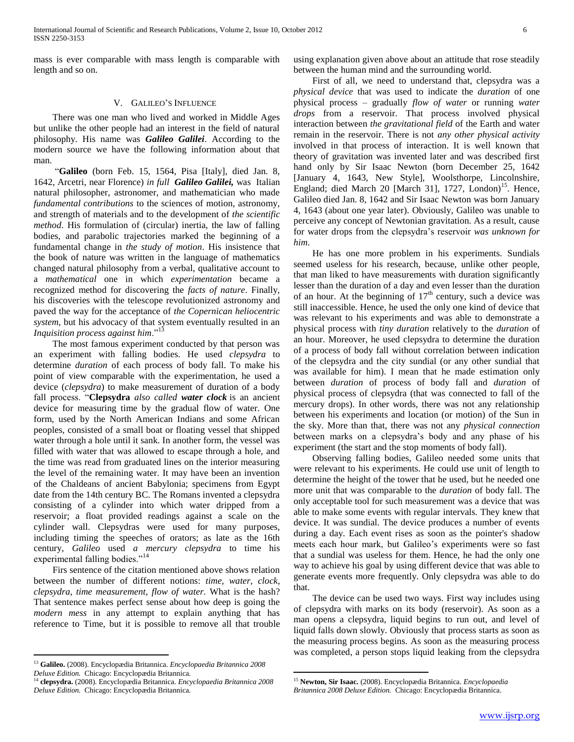mass is ever comparable with mass length is comparable with length and so on.

## V. Galileo's Influence

There was one man who lived and worked in Middle Ages but unlike the other people had an interest in the field of natural philosophy. His name was ***Galileo Galilei***. According to the modern source we have the following information about that man.

"**Galileo** (born Feb. 15, 1564, Pisa [Italy], died Jan. 8, 1642, Arcetri, near Florence) *in full* ***Galileo Galilei,*** was Italian natural philosopher, astronomer, and mathematician who made *fundamental contributions* to the sciences of motion, astronomy, and strength of materials and to the development of *the scientific method*. His formulation of (circular) inertia, the law of falling bodies, and parabolic trajectories marked the beginning of a fundamental change in *the study of motion*. His insistence that the book of nature was written in the language of mathematics changed natural philosophy from a verbal, qualitative account to a *mathematical* one in which *experimentation* became a recognized method for discovering the *facts of nature*. Finally, his discoveries with the telescope revolutionized astronomy and paved the way for the acceptance of *the Copernican heliocentric system*, but his advocacy of that system eventually resulted in an *Inquisition process against him*."[13]

The most famous experiment conducted by that person was an experiment with falling bodies. He used *clepsydra* to determine *duration* of each process of body fall. To make his point of view comparable with the experimentation, he used a device (*clepsydra*) to make measurement of duration of a body fall process. "**Clepsydra** *also called* ***water clock*** is an ancient device for measuring time by the gradual flow of water. One form, used by the North American Indians and some African peoples, consisted of a small boat or floating vessel that shipped water through a hole until it sank. In another form, the vessel was filled with water that was allowed to escape through a hole, and the time was read from graduated lines on the interior measuring the level of the remaining water. It may have been an invention of the Chaldeans of ancient Babylonia; specimens from Egypt date from the 14th century BC. The Romans invented a clepsydra consisting of a cylinder into which water dripped from a reservoir; a float provided readings against a scale on the cylinder wall. Clepsydras were used for many purposes, including timing the speeches of orators; as late as the 16th century, *Galileo* used *a mercury clepsydra* to time his experimental falling bodies."[14]

Firs sentence of the citation mentioned above shows relation between the number of different notions: *time, water, clock, clepsydra, time measurement, flow of water.* What is the hash? That sentence makes perfect sense about how deep is going the *modern mess* in any attempt to explain anything that has reference to Time, but it is possible to remove all that trouble using explanation given above about an attitude that rose steadily between the human mind and the surrounding world.

First of all, we need to understand that, clepsydra was a *physical device* that was used to indicate the *duration* of one physical process – gradually *flow of water* or running *water drops* from a reservoir. That process involved physical interaction between *the gravitational field* of the Earth and water remain in the reservoir. There is not *any other physical activity* involved in that process of interaction. It is well known that theory of gravitation was invented later and was described first hand only by Sir Isaac Newton (born December 25, 1642 [January 4, 1643, New Style], Woolsthorpe, Lincolnshire, England; died March 20 [March 31], 1727, London)[15]. Hence, Galileo died Jan. 8, 1642 and Sir Isaac Newton was born January 4, 1643 (about one year later). Obviously, Galileo was unable to perceive any concept of Newtonian gravitation. As a result, cause for water drops from the clepsydra's reservoir *was unknown for him*.

He has one more problem in his experiments. Sundials seemed useless for his research, because, unlike other people, that man liked to have measurements with duration significantly lesser than the duration of a day and even lesser than the duration of an hour. At the beginning of 17th century, such a device was still inaccessible. Hence, he used the only one kind of device that was relevant to his experiments and was able to demonstrate a physical process with *tiny duration* relatively to the *duration* of an hour. Moreover, he used clepsydra to determine the duration of a process of body fall without correlation between indication of the clepsydra and the city sundial (or any other sundial that was available for him). I mean that he made estimation only between *duration* of process of body fall and *duration* of physical process of clepsydra (that was connected to fall of the mercury drops). In other words, there was not any relationship between his experiments and location (or motion) of the Sun in the sky. More than that, there was not any *physical connection* between marks on a clepsydra's body and any phase of his experiment (the start and the stop moments of body fall).

Observing falling bodies, Galileo needed some units that were relevant to his experiments. He could use unit of length to determine the height of the tower that he used, but he needed one more unit that was comparable to the *duration* of body fall. The only acceptable tool for such measurement was a device that was able to make some events with regular intervals. They knew that device. It was sundial. The device produces a number of events during a day. Each event rises as soon as the pointer's shadow meets each hour mark, but Galileo's experiments were so fast that a sundial was useless for them. Hence, he had the only one way to achieve his goal by using different device that was able to generate events more frequently. Only clepsydra was able to do that.

The device can be used two ways. First way includes using of clepsydra with marks on its body (reservoir). As soon as a man opens a clepsydra, liquid begins to run out, and level of liquid falls down slowly. Obviously that process starts as soon as the measuring process begins. As soon as the measuring process was completed, a person stops liquid leaking from the clepsydra

[13] **Galileo.** (2008). Encyclopædia Britannica. *Encyclopaedia Britannica 2008 Deluxe Edition.* Chicago: Encyclopædia Britannica.

[14] **clepsydra.** (2008). Encyclopædia Britannica. *Encyclopaedia Britannica 2008 Deluxe Edition.* Chicago: Encyclopædia Britannica.

[15] **Newton, Sir Isaac.** (2008). Encyclopædia Britannica. *Encyclopaedia Britannica 2008 Deluxe Edition.* Chicago: Encyclopædia Britannica.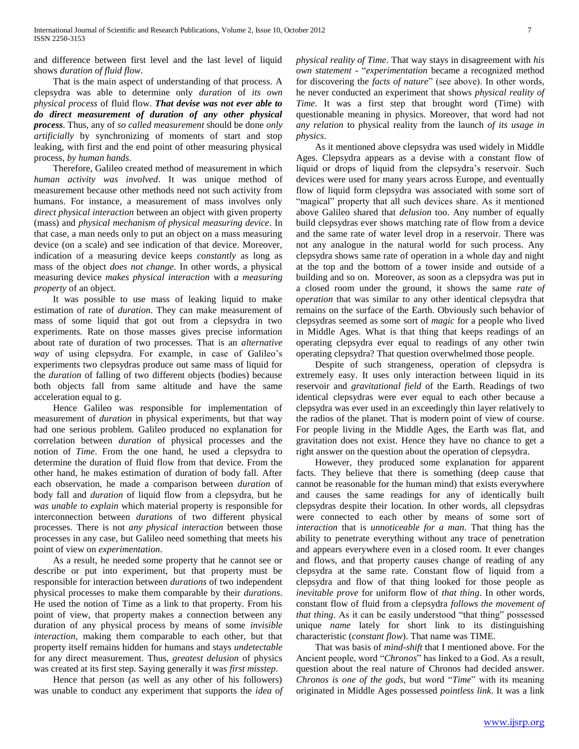and difference between first level and the last level of liquid shows *duration of fluid flow*.

That is the main aspect of understanding of that process. A clepsydra was able to determine only *duration* of *its own physical process* of fluid flow. ***That devise was not ever able to do direct measurement of duration of any other physical process***. Thus, any of *so called measurement* should be done *only artificially* by synchronizing of moments of start and stop leaking, with first and the end point of other measuring physical process, *by human hands*.

Therefore, Galileo created method of measurement in which *human activity was involved*. It was unique method of measurement because other methods need not such activity from humans. For instance, a measurement of mass involves only *direct physical interaction* between an object with given property (mass) and *physical mechanism of physical measuring device*. In that case, a man needs only to put an object on a mass measuring device (on a scale) and see indication of that device. Moreover, indication of a measuring device keeps *constantly* as long as mass of the object *does not change*. In other words, a physical measuring device *makes physical interaction* with *a measuring property* of an object.

It was possible to use mass of leaking liquid to make estimation of rate of *duration*. They can make measurement of mass of some liquid that got out from a clepsydra in two experiments. Rate on those masses gives precise information about rate of duration of two processes. That is an *alternative way* of using clepsydra. For example, in case of Galileo's experiments two clepsydras produce out same mass of liquid for the *duration* of falling of two different objects (bodies) because both objects fall from same altitude and have the same acceleration equal to g.

Hence Galileo was responsible for implementation of measurement of *duration* in physical experiments, but that way had one serious problem. Galileo produced no explanation for correlation between *duration* of physical processes and the notion of *Time*. From the one hand, he used a clepsydra to determine the duration of fluid flow from that device. From the other hand, he makes estimation of duration of body fall. After each observation, he made a comparison between *duration* of body fall and *duration* of liquid flow from a clepsydra, but he *was unable to explain* which material property is responsible for interconnection between *durations* of two different physical processes. There is not *any physical interaction* between those processes in any case, but Galileo need something that meets his point of view on *experimentation*.

As a result, he needed some property that he cannot see or describe or put into experiment, but that property must be responsible for interaction between *durations* of two independent physical processes to make them comparable by their *durations*. He used the notion of Time as a link to that property. From his point of view, that property makes a connection between any duration of any physical process by means of some *invisible interaction*, making them comparable to each other, but that property itself remains hidden for humans and stays *undetectable* for any direct measurement. Thus, *greatest delusion* of physics was created at its first step. Saying generally it was *first misstep*.

Hence that person (as well as any other of his followers) was unable to conduct any experiment that supports the *idea of physical reality of Time*. That way stays in disagreement with *his own statement* - "*experimentation* became a recognized method for discovering the *facts of nature*" (see above). In other words, he never conducted an experiment that shows *physical reality of Time*. It was a first step that brought word (Time) with questionable meaning in physics. Moreover, that word had not *any relation* to physical reality from the launch *of its usage in physics*.

As it mentioned above clepsydra was used widely in Middle Ages. Clepsydra appears as a devise with a constant flow of liquid or drops of liquid from the clepsydra's reservoir. Such devices were used for many years across Europe, and eventually flow of liquid form clepsydra was associated with some sort of "magical" property that all such devices share. As it mentioned above Galileo shared that *delusion* too. Any number of equally build clepsydras ever shows matching rate of flow from a device and the same rate of water level drop in a reservoir. There was not any analogue in the natural world for such process. Any clepsydra shows same rate of operation in a whole day and night at the top and the bottom of a tower inside and outside of a building and so on. Moreover, as soon as a clepsydra was put in a closed room under the ground, it shows the same *rate of operation* that was similar to any other identical clepsydra that remains on the surface of the Earth. Obviously such behavior of clepsydras seemed as some sort of *magic* for a people who lived in Middle Ages. What is that thing that keeps readings of an operating clepsydra ever equal to readings of any other twin operating clepsydra? That question overwhelmed those people.

Despite of such strangeness, operation of clepsydra is extremely easy. It uses only interaction between liquid in its reservoir and *gravitational field* of the Earth. Readings of two identical clepsydras were ever equal to each other because a clepsydra was ever used in an exceedingly thin layer relatively to the radios of the planet. That is modern point of view of course. For people living in the Middle Ages, the Earth was flat, and gravitation does not exist. Hence they have no chance to get a right answer on the question about the operation of clepsydra.

However, they produced some explanation for apparent facts. They believe that there is something (deep cause that cannot be reasonable for the human mind) that exists everywhere and causes the same readings for any of identically built clepsydras despite their location. In other words, all clepsydras were connected to each other by means of some sort of *interaction* that is *unnoticeable for a man*. That thing has the ability to penetrate everything without any trace of penetration and appears everywhere even in a closed room. It ever changes and flows, and that property causes change of reading of any clepsydra at the same rate. Constant flow of liquid from a clepsydra and flow of that thing looked for those people as *inevitable prove* for uniform flow of *that thing*. In other words, constant flow of fluid from a clepsydra *follows the movement of that thing*. As it can be easily understood "that thing" possessed unique *name* lately for short link to its distinguishing characteristic (*constant flow*). That name was TIME.

That was basis of *mind-shift* that I mentioned above. For the Ancient people, word "*Chronos*" has linked to a God. As a result, question about the real nature of Chronos had decided answer. *Chronos is one of the gods,* but word "*Time*" with its meaning originated in Middle Ages possessed *pointless link*. It was a link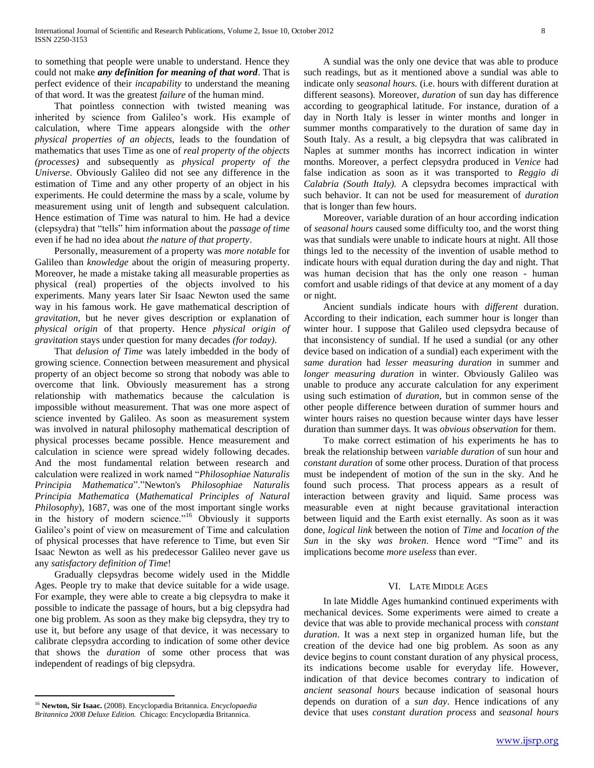to something that people were unable to understand. Hence they could not make ***any definition for meaning of that word***. That is perfect evidence of their *incapability* to understand the meaning of that word. It was the greatest *failure* of the human mind.

That pointless connection with twisted meaning was inherited by science from Galileo's work. His example of calculation, where Time appears alongside with the *other physical properties of an objects*, leads to the foundation of mathematics that uses Time as one of *real property of the objects (processes)* and subsequently as *physical property of the Universe*. Obviously Galileo did not see any difference in the estimation of Time and any other property of an object in his experiments. He could determine the mass by a scale, volume by measurement using unit of length and subsequent calculation. Hence estimation of Time was natural to him. He had a device (clepsydra) that "tells" him information about the *passage of time* even if he had no idea about *the nature of that property*.

Personally, measurement of a property was *more notable* for Galileo than *knowledge* about the origin of measuring property. Moreover, he made a mistake taking all measurable properties as physical (real) properties of the objects involved to his experiments. Many years later Sir Isaac Newton used the same way in his famous work. He gave mathematical description of *gravitation*, but he never gives description or explanation of *physical origin* of that property. Hence *physical origin of gravitation* stays under question for many decades *(for today)*.

That *delusion of Time* was lately imbedded in the body of growing science. Connection between measurement and physical property of an object become so strong that nobody was able to overcome that link. Obviously measurement has a strong relationship with mathematics because the calculation is impossible without measurement. That was one more aspect of science invented by Galileo. As soon as measurement system was involved in natural philosophy mathematical description of physical processes became possible. Hence measurement and calculation in science were spread widely following decades. And the most fundamental relation between research and calculation were realized in work named "*Philosophiae Naturalis Principia Mathematica*"."Newton's *Philosophiae Naturalis Principia Mathematica* (*Mathematical Principles of Natural Philosophy*), 1687, was one of the most important single works in the history of modern science."[16] Obviously it supports Galileo's point of view on measurement of Time and calculation of physical processes that have reference to Time, but even Sir Isaac Newton as well as his predecessor Galileo never gave us any *satisfactory definition of Time*!

Gradually clepsydras become widely used in the Middle Ages. People try to make that device suitable for a wide usage. For example, they were able to create a big clepsydra to make it possible to indicate the passage of hours, but a big clepsydra had one big problem. As soon as they make big clepsydra, they try to use it, but before any usage of that device, it was necessary to calibrate clepsydra according to indication of some other device that shows the *duration* of some other process that was independent of readings of big clepsydra.

A sundial was the only one device that was able to produce such readings, but as it mentioned above a sundial was able to indicate only *seasonal hours.* (i.e. hours with different duration at different seasons). Moreover, *duration* of sun day has difference according to geographical latitude. For instance, duration of a day in North Italy is lesser in winter months and longer in summer months comparatively to the duration of same day in South Italy. As a result, a big clepsydra that was calibrated in Naples at summer months has incorrect indication in winter months. Moreover, a perfect clepsydra produced in *Venice* had false indication as soon as it was transported to *Reggio di Calabria (South Italy).* A clepsydra becomes impractical with such behavior. It can not be used for measurement of *duration* that is longer than few hours.

Moreover, variable duration of an hour according indication of *seasonal hours* caused some difficulty too, and the worst thing was that sundials were unable to indicate hours at night. All those things led to the necessity of the invention of usable method to indicate hours with equal duration during the day and night. That was human decision that has the only one reason - human comfort and usable ridings of that device at any moment of a day or night.

Ancient sundials indicate hours with *different* duration. According to their indication, each summer hour is longer than winter hour. I suppose that Galileo used clepsydra because of that inconsistency of sundial. If he used a sundial (or any other device based on indication of a sundial) each experiment with the *same duration* had *lesser measuring duration* in summer and *longer measuring duration* in winter. Obviously Galileo was unable to produce any accurate calculation for any experiment using such estimation of *duration,* but in common sense of the other people difference between duration of summer hours and winter hours raises no question because winter days have lesser duration than summer days. It was *obvious observation* for them.

To make correct estimation of his experiments he has to break the relationship between *variable duration* of sun hour and *constant duration* of some other process. Duration of that process must be independent of motion of the sun in the sky. And he found such process. That process appears as a result of interaction between gravity and liquid. Same process was measurable even at night because gravitational interaction between liquid and the Earth exist eternally. As soon as it was done, *logical link* between the notion of *Time* and *location of the Sun* in the sky *was broken*. Hence word "Time" and its implications become *more useless* than ever.

## VI. Late Middle Ages

In late Middle Ages humankind continued experiments with mechanical devices. Some experiments were aimed to create a device that was able to provide mechanical process with *constant duration*. It was a next step in organized human life, but the creation of the device had one big problem. As soon as any device begins to count constant duration of any physical process, its indications become usable for everyday life. However, indication of that device becomes contrary to indication of *ancient seasonal hours* because indication of seasonal hours depends on duration of a *sun day*. Hence indications of any device that uses *constant duration process* and *seasonal hours*

[16] **Newton, Sir Isaac.** (2008). Encyclopædia Britannica. *Encyclopaedia Britannica 2008 Deluxe Edition.* Chicago: Encyclopædia Britannica.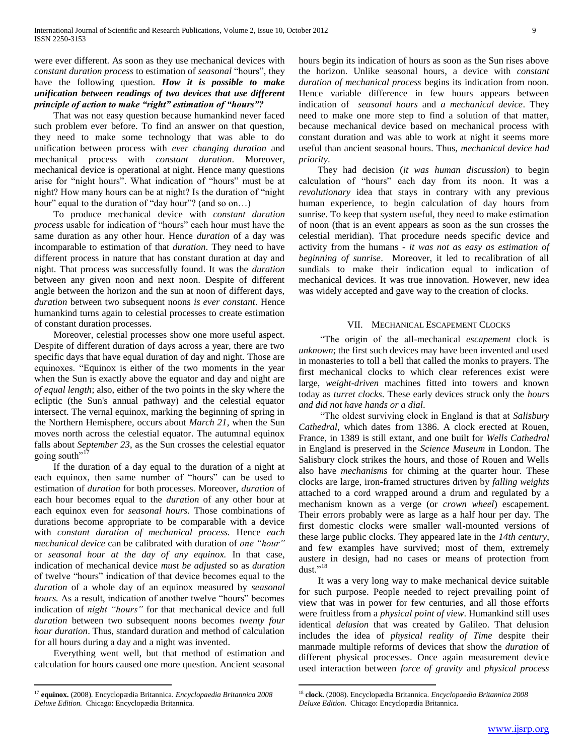were ever different. As soon as they use mechanical devices with *constant duration process* to estimation of *seasonal* "hours", they have the following question. ***How it is possible to make unification between readings of two devices that use different principle of action to make "right" estimation of "hours"?***

That was not easy question because humankind never faced such problem ever before. To find an answer on that question, they need to make some technology that was able to do unification between process with *ever changing duration* and mechanical process with *constant duration*. Moreover, mechanical device is operational at night. Hence many questions arise for "night hours". What indication of "hours" must be at night? How many hours can be at night? Is the duration of "night hour" equal to the duration of "day hour"? (and so on…)

To produce mechanical device with *constant duration process* usable for indication of "hours" each hour must have the same duration as any other hour. Hence *duration* of a day was incomparable to estimation of that *duration*. They need to have different process in nature that has constant duration at day and night. That process was successfully found. It was the *duration* between any given noon and next noon. Despite of different angle between the horizon and the sun at noon of different days, *duration* between two subsequent noons *is ever constant*. Hence humankind turns again to celestial processes to create estimation of constant duration processes.

Moreover, celestial processes show one more useful aspect. Despite of different duration of days across a year, there are two specific days that have equal duration of day and night. Those are equinoxes. "Equinox is either of the two moments in the year when the Sun is exactly above the equator and day and night are *of equal length*; also, either of the two points in the sky where the ecliptic (the Sun's annual pathway) and the celestial equator intersect. The vernal equinox, marking the beginning of spring in the Northern Hemisphere, occurs about *March 21*, when the Sun moves north across the celestial equator. The autumnal equinox falls about *September 23*, as the Sun crosses the celestial equator going south"[17]

If the duration of a day equal to the duration of a night at each equinox, then same number of "hours" can be used to estimation of *duration* for both processes. Moreover, *duration* of each hour becomes equal to the *duration* of any other hour at each equinox even for *seasonal hours.* Those combinations of durations become appropriate to be comparable with a device with *constant duration of mechanical process.* Hence *each mechanical device* can be calibrated with duration of *one "hour"* or *seasonal hour at the day of any equinox.* In that case, indication of mechanical device *must be adjusted* so as *duration* of twelve "hours" indication of that device becomes equal to the *duration* of a whole day of an equinox measured by *seasonal hours.* As a result, indication of another twelve "hours" becomes indication of *night "hours"* for that mechanical device and full *duration* between two subsequent noons becomes *twenty four hour duration*. Thus, standard duration and method of calculation for all hours during a day and a night was invented.

Everything went well, but that method of estimation and calculation for hours caused one more question. Ancient seasonal hours begin its indication of hours as soon as the Sun rises above the horizon. Unlike seasonal hours, a device with *constant duration of mechanical process* begins its indication from noon. Hence variable difference in few hours appears between indication of *seasonal hours* and *a mechanical device*. They need to make one more step to find a solution of that matter, because mechanical device based on mechanical process with constant duration and was able to work at night it seems more useful than ancient seasonal hours. Thus, *mechanical device had priority*.

They had decision (*it was human discussion*) to begin calculation of "hours" each day from its noon. It was a *revolutionary* idea that stays in contrary with any previous human experience, to begin calculation of day hours from sunrise. To keep that system useful, they need to make estimation of noon (that is an event appears as soon as the sun crosses the celestial meridian). That procedure needs specific device and activity from the humans - *it was not as easy as estimation of beginning of sunrise*. Moreover, it led to recalibration of all sundials to make their indication equal to indication of mechanical devices. It was true innovation. However, new idea was widely accepted and gave way to the creation of clocks.

## VII. Mechanical Escapement Clocks

"The origin of the all-mechanical *escapement* clock is *unknown*; the first such devices may have been invented and used in monasteries to toll a bell that called the monks to prayers. The first mechanical clocks to which clear references exist were large, *weight-driven* machines fitted into towers and known today as *turret clocks*. These early devices struck only the *hours and did not have hands or a dial*.

"The oldest surviving clock in England is that at *Salisbury Cathedral*, which dates from 1386. A clock erected at Rouen, France, in 1389 is still extant, and one built for *Wells Cathedral* in England is preserved in the *Science Museum* in London. The Salisbury clock strikes the hours, and those of Rouen and Wells also have *mechanisms* for chiming at the quarter hour. These clocks are large, iron-framed structures driven by *falling weights* attached to a cord wrapped around a drum and regulated by a mechanism known as a verge (or *crown wheel*) escapement. Their errors probably were as large as a half hour per day. The first domestic clocks were smaller wall-mounted versions of these large public clocks. They appeared late in the *14th century*, and few examples have survived; most of them, extremely austere in design, had no cases or means of protection from dust."[18]

It was a very long way to make mechanical device suitable for such purpose. People needed to reject prevailing point of view that was in power for few centuries, and all those efforts were fruitless from a *physical point of view*. Humankind still uses identical *delusion* that was created by Galileo. That delusion includes the idea of *physical reality of Time* despite their manmade multiple reforms of devices that show the *duration* of different physical processes. Once again measurement device used interaction between *force of gravity* and *physical process*

---

[17] **equinox.** (2008). Encyclopædia Britannica. *Encyclopaedia Britannica 2008 Deluxe Edition.* Chicago: Encyclopædia Britannica.

[18] **clock.** (2008). Encyclopædia Britannica. *Encyclopaedia Britannica 2008 Deluxe Edition.* Chicago: Encyclopædia Britannica.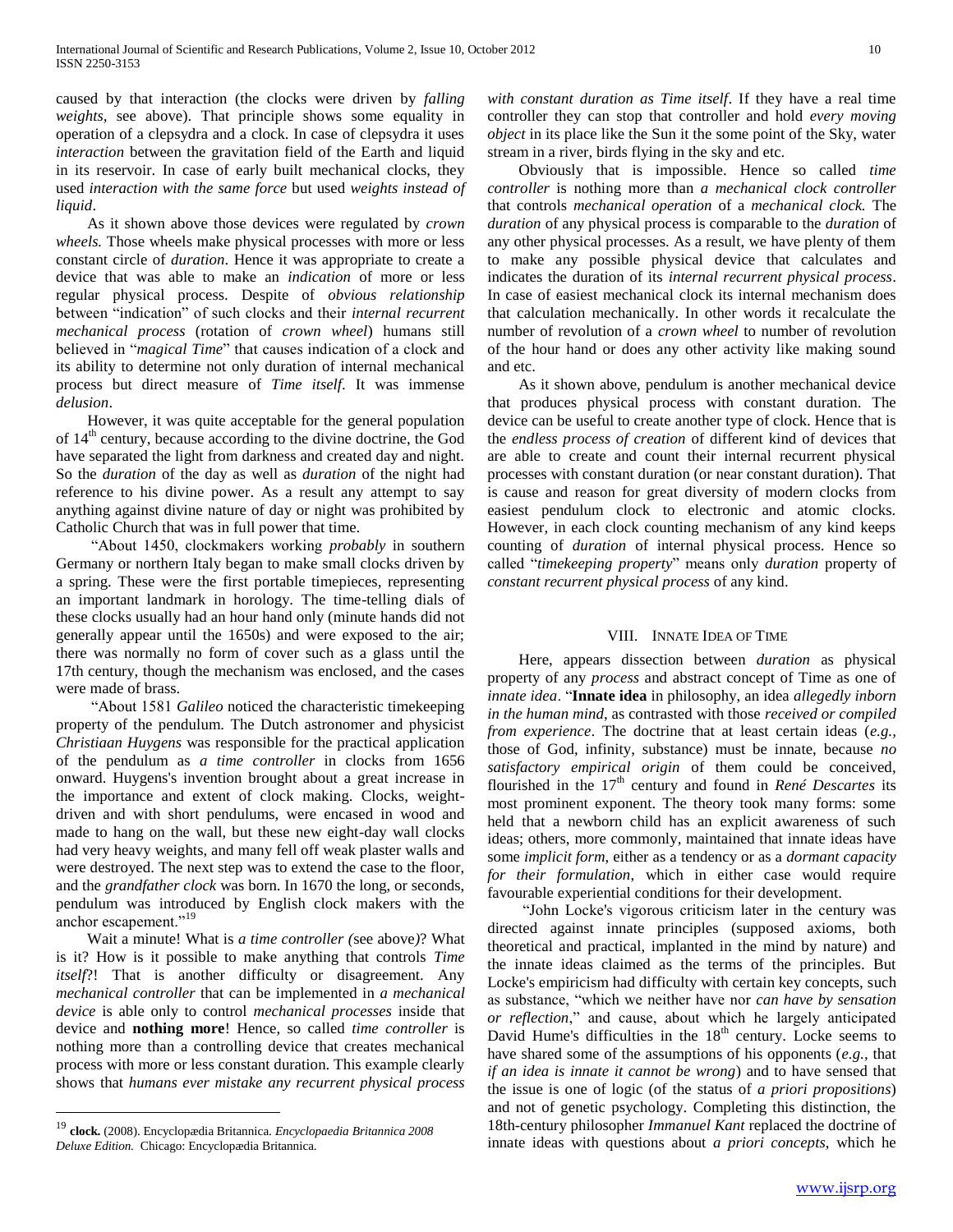caused by that interaction (the clocks were driven by *falling weights*, see above). That principle shows some equality in operation of a clepsydra and a clock. In case of clepsydra it uses *interaction* between the gravitation field of the Earth and liquid in its reservoir. In case of early built mechanical clocks, they used *interaction with the same force* but used *weights instead of liquid*.

As it shown above those devices were regulated by *crown wheels.* Those wheels make physical processes with more or less constant circle of *duration*. Hence it was appropriate to create a device that was able to make an *indication* of more or less regular physical process. Despite of *obvious relationship* between "indication" of such clocks and their *internal recurrent mechanical process* (rotation of *crown wheel*) humans still believed in "*magical Time*" that causes indication of a clock and its ability to determine not only duration of internal mechanical process but direct measure of *Time itself*. It was immense *delusion*.

However, it was quite acceptable for the general population of 14th century, because according to the divine doctrine, the God have separated the light from darkness and created day and night. So the *duration* of the day as well as *duration* of the night had reference to his divine power. As a result any attempt to say anything against divine nature of day or night was prohibited by Catholic Church that was in full power that time.

"About 1450, clockmakers working *probably* in southern Germany or northern Italy began to make small clocks driven by a spring. These were the first portable timepieces, representing an important landmark in horology. The time-telling dials of these clocks usually had an hour hand only (minute hands did not generally appear until the 1650s) and were exposed to the air; there was normally no form of cover such as a glass until the 17th century, though the mechanism was enclosed, and the cases were made of brass.

"About 1581 *Galileo* noticed the characteristic timekeeping property of the pendulum. The Dutch astronomer and physicist *Christiaan Huygens* was responsible for the practical application of the pendulum as *a time controller* in clocks from 1656 onward. Huygens's invention brought about a great increase in the importance and extent of clock making. Clocks, weight-driven and with short pendulums, were encased in wood and made to hang on the wall, but these new eight-day wall clocks had very heavy weights, and many fell off weak plaster walls and were destroyed. The next step was to extend the case to the floor, and the *grandfather clock* was born. In 1670 the long, or seconds, pendulum was introduced by English clock makers with the anchor escapement."[19]

Wait a minute! What is *a time controller (*see above*)*? What is it? How is it possible to make anything that controls *Time itself*?! That is another difficulty or disagreement. Any *mechanical controller* that can be implemented in *a mechanical device* is able only to control *mechanical processes* inside that device and **nothing more**! Hence, so called *time controller* is nothing more than a controlling device that creates mechanical process with more or less constant duration. This example clearly shows that *humans ever mistake any recurrent physical process with constant duration as Time itself*. If they have a real time controller they can stop that controller and hold *every moving object* in its place like the Sun it the some point of the Sky, water stream in a river, birds flying in the sky and etc.

Obviously that is impossible. Hence so called *time controller* is nothing more than *a mechanical clock controller* that controls *mechanical operation* of a *mechanical clock.* The *duration* of any physical process is comparable to the *duration* of any other physical processes. As a result, we have plenty of them to make any possible physical device that calculates and indicates the duration of its *internal recurrent physical process*. In case of easiest mechanical clock its internal mechanism does that calculation mechanically. In other words it recalculate the number of revolution of a *crown wheel* to number of revolution of the hour hand or does any other activity like making sound and etc.

As it shown above, pendulum is another mechanical device that produces physical process with constant duration. The device can be useful to create another type of clock. Hence that is the *endless process of creation* of different kind of devices that are able to create and count their internal recurrent physical processes with constant duration (or near constant duration). That is cause and reason for great diversity of modern clocks from easiest pendulum clock to electronic and atomic clocks. However, in each clock counting mechanism of any kind keeps counting of *duration* of internal physical process. Hence so called "*timekeeping property*" means only *duration* property of *constant recurrent physical process* of any kind.

## VIII. Innate Idea of Time

Here, appears dissection between *duration* as physical property of any *process* and abstract concept of Time as one of *innate idea*. "**Innate idea** in philosophy, an idea *allegedly inborn in the human mind*, as contrasted with those *received or compiled from experience*. The doctrine that at least certain ideas (*e.g.,* those of God, infinity, substance) must be innate, because *no satisfactory empirical origin* of them could be conceived, flourished in the 17th century and found in *René Descartes* its most prominent exponent. The theory took many forms: some held that a newborn child has an explicit awareness of such ideas; others, more commonly, maintained that innate ideas have some *implicit form,* either as a tendency or as a *dormant capacity for their formulation*, which in either case would require favourable experiential conditions for their development.

"John Locke's vigorous criticism later in the century was directed against innate principles (supposed axioms, both theoretical and practical, implanted in the mind by nature) and the innate ideas claimed as the terms of the principles. But Locke's empiricism had difficulty with certain key concepts, such as substance, "which we neither have nor *can have by sensation or reflection*," and cause, about which he largely anticipated David Hume's difficulties in the 18th century. Locke seems to have shared some of the assumptions of his opponents (*e.g.,* that *if an idea is innate it cannot be wrong*) and to have sensed that the issue is one of logic (of the status of *a priori propositions*) and not of genetic psychology. Completing this distinction, the 18th-century philosopher *Immanuel Kant* replaced the doctrine of innate ideas with questions about *a priori concepts,* which he

---

[19] **clock.** (2008). Encyclopædia Britannica. *Encyclopaedia Britannica 2008 Deluxe Edition.* Chicago: Encyclopædia Britannica.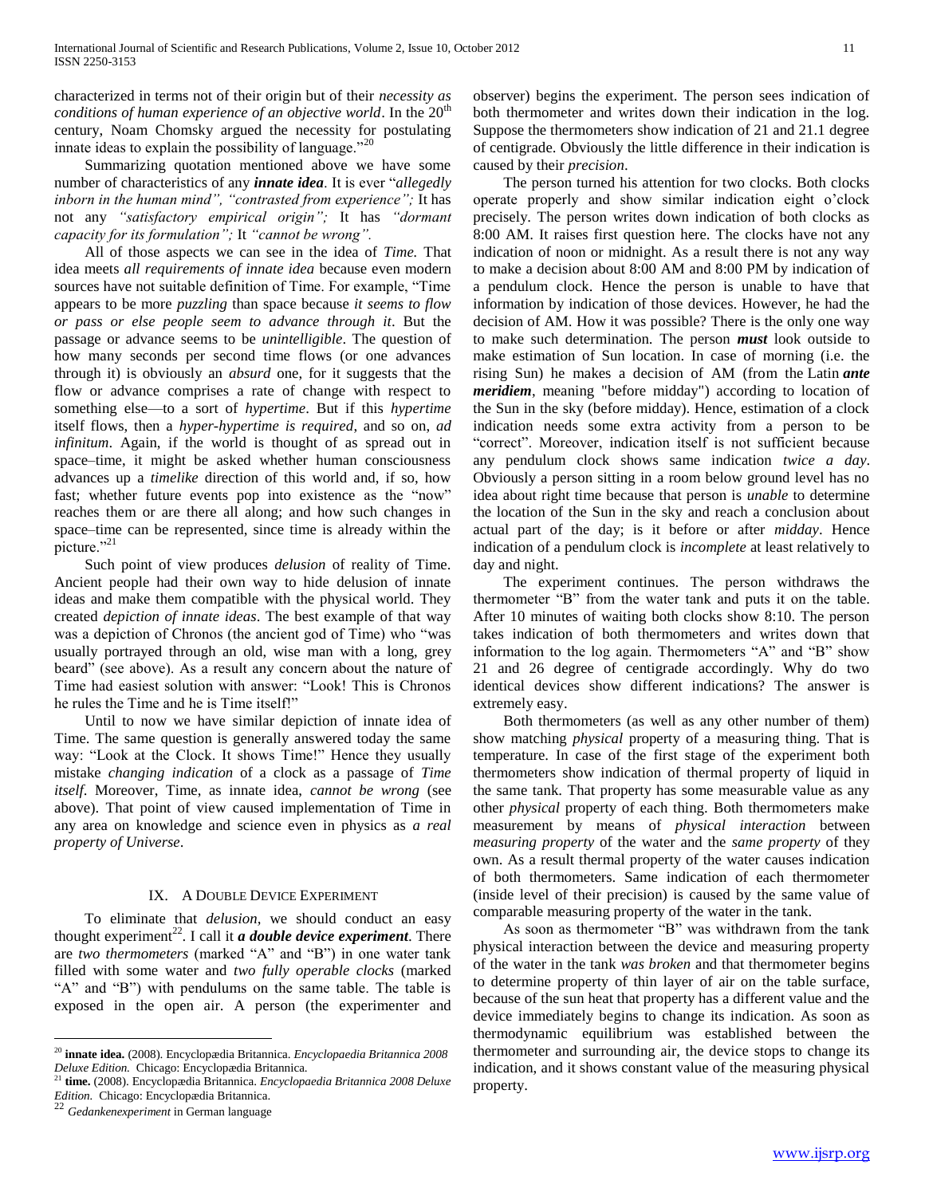characterized in terms not of their origin but of their *necessity as conditions of human experience of an objective world*. In the 20th century, Noam Chomsky argued the necessity for postulating innate ideas to explain the possibility of language."[20]

Summarizing quotation mentioned above we have some number of characteristics of any ***innate idea***. It is ever "*allegedly inborn in the human mind", "contrasted from experience";* It has not any *"satisfactory empirical origin";* It has *"dormant capacity for its formulation";* It *"cannot be wrong".*

All of those aspects we can see in the idea of *Time.* That idea meets *all requirements of innate idea* because even modern sources have not suitable definition of Time. For example, "Time appears to be more *puzzling* than space because *it seems to flow or pass or else people seem to advance through it*. But the passage or advance seems to be *unintelligible*. The question of how many seconds per second time flows (or one advances through it) is obviously an *absurd* one, for it suggests that the flow or advance comprises a rate of change with respect to something else—to a sort of *hypertime*. But if this *hypertime* itself flows, then a *hyper-hypertime is required*, and so on, *ad infinitum*. Again, if the world is thought of as spread out in space–time, it might be asked whether human consciousness advances up a *timelike* direction of this world and, if so, how fast; whether future events pop into existence as the "now" reaches them or are there all along; and how such changes in space–time can be represented, since time is already within the picture."[21]

Such point of view produces *delusion* of reality of Time. Ancient people had their own way to hide delusion of innate ideas and make them compatible with the physical world. They created *depiction of innate ideas*. The best example of that way was a depiction of Chronos (the ancient god of Time) who "was usually portrayed through an old, wise man with a long, grey beard" (see above). As a result any concern about the nature of Time had easiest solution with answer: "Look! This is Chronos he rules the Time and he is Time itself!"

Until to now we have similar depiction of innate idea of Time. The same question is generally answered today the same way: "Look at the Clock. It shows Time!" Hence they usually mistake *changing indication* of a clock as a passage of *Time itself*. Moreover, Time, as innate idea, *cannot be wrong* (see above). That point of view caused implementation of Time in any area on knowledge and science even in physics as *a real property of Universe*.

## IX. A Double Device Experiment

To eliminate that *delusion,* we should conduct an easy thought experiment[22]. I call it ***a double device experiment***. There are *two thermometers* (marked "A" and "B") in one water tank filled with some water and *two fully operable clocks* (marked "A" and "B") with pendulums on the same table. The table is exposed in the open air. A person (the experimenter and observer) begins the experiment. The person sees indication of both thermometer and writes down their indication in the log. Suppose the thermometers show indication of 21 and 21.1 degree of centigrade. Obviously the little difference in their indication is caused by their *precision*.

The person turned his attention for two clocks. Both clocks operate properly and show similar indication eight o'clock precisely. The person writes down indication of both clocks as 8:00 AM. It raises first question here. The clocks have not any indication of noon or midnight. As a result there is not any way to make a decision about 8:00 AM and 8:00 PM by indication of a pendulum clock. Hence the person is unable to have that information by indication of those devices. However, he had the decision of AM. How it was possible? There is the only one way to make such determination. The person ***must*** look outside to make estimation of Sun location. In case of morning (i.e. the rising Sun) he makes a decision of AM (from the Latin ***ante meridiem***, meaning "before midday") according to location of the Sun in the sky (before midday). Hence, estimation of a clock indication needs some extra activity from a person to be "correct". Moreover, indication itself is not sufficient because any pendulum clock shows same indication *twice a day*. Obviously a person sitting in a room below ground level has no idea about right time because that person is *unable* to determine the location of the Sun in the sky and reach a conclusion about actual part of the day; is it before or after *midday*. Hence indication of a pendulum clock is *incomplete* at least relatively to day and night.

The experiment continues. The person withdraws the thermometer "B" from the water tank and puts it on the table. After 10 minutes of waiting both clocks show 8:10. The person takes indication of both thermometers and writes down that information to the log again. Thermometers "A" and "B" show 21 and 26 degree of centigrade accordingly. Why do two identical devices show different indications? The answer is extremely easy.

Both thermometers (as well as any other number of them) show matching *physical* property of a measuring thing. That is temperature. In case of the first stage of the experiment both thermometers show indication of thermal property of liquid in the same tank. That property has some measurable value as any other *physical* property of each thing. Both thermometers make measurement by means of *physical interaction* between *measuring property* of the water and the *same property* of they own. As a result thermal property of the water causes indication of both thermometers. Same indication of each thermometer (inside level of their precision) is caused by the same value of comparable measuring property of the water in the tank.

As soon as thermometer "B" was withdrawn from the tank physical interaction between the device and measuring property of the water in the tank *was broken* and that thermometer begins to determine property of thin layer of air on the table surface, because of the sun heat that property has a different value and the device immediately begins to change its indication. As soon as thermodynamic equilibrium was established between the thermometer and surrounding air, the device stops to change its indication, and it shows constant value of the measuring physical property.

---

[20] **innate idea.** (2008). Encyclopædia Britannica. *Encyclopaedia Britannica 2008 Deluxe Edition.* Chicago: Encyclopædia Britannica.

[21] **time.** (2008). Encyclopædia Britannica. *Encyclopaedia Britannica 2008 Deluxe Edition.* Chicago: Encyclopædia Britannica.

[22] *Gedankenexperiment* in German language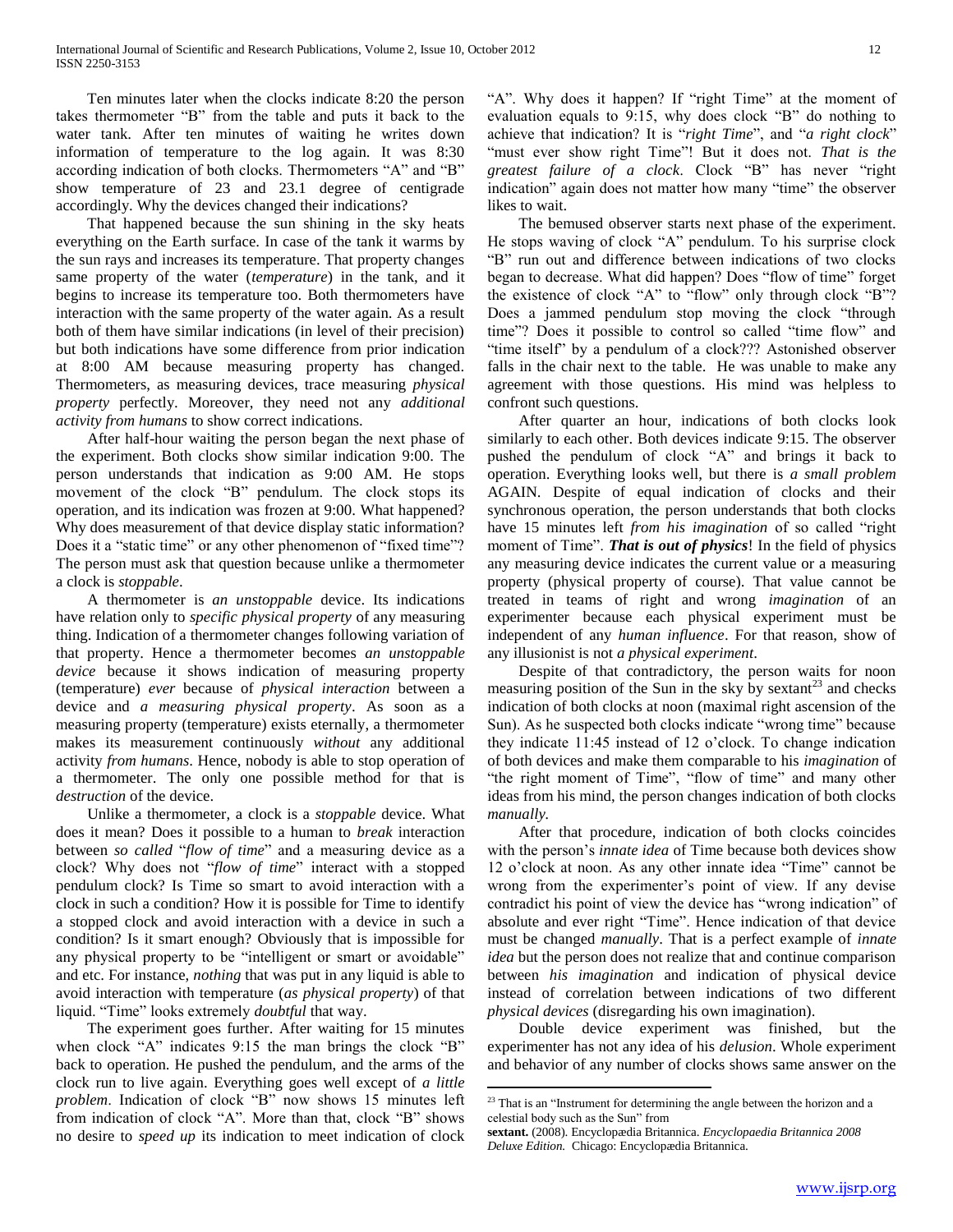Ten minutes later when the clocks indicate 8:20 the person takes thermometer "B" from the table and puts it back to the water tank. After ten minutes of waiting he writes down information of temperature to the log again. It was 8:30 according indication of both clocks. Thermometers "A" and "B" show temperature of 23 and 23.1 degree of centigrade accordingly. Why the devices changed their indications?

That happened because the sun shining in the sky heats everything on the Earth surface. In case of the tank it warms by the sun rays and increases its temperature. That property changes same property of the water (*temperature*) in the tank, and it begins to increase its temperature too. Both thermometers have interaction with the same property of the water again. As a result both of them have similar indications (in level of their precision) but both indications have some difference from prior indication at 8:00 AM because measuring property has changed. Thermometers, as measuring devices, trace measuring *physical property* perfectly. Moreover, they need not any *additional activity from humans* to show correct indications.

After half-hour waiting the person began the next phase of the experiment. Both clocks show similar indication 9:00. The person understands that indication as 9:00 AM. He stops movement of the clock "B" pendulum. The clock stops its operation, and its indication was frozen at 9:00. What happened? Why does measurement of that device display static information? Does it a "static time" or any other phenomenon of "fixed time"? The person must ask that question because unlike a thermometer a clock is *stoppable*.

A thermometer is *an unstoppable* device. Its indications have relation only to *specific physical property* of any measuring thing. Indication of a thermometer changes following variation of that property. Hence a thermometer becomes *an unstoppable device* because it shows indication of measuring property (temperature) *ever* because of *physical interaction* between a device and *a measuring physical property*. As soon as a measuring property (temperature) exists eternally, a thermometer makes its measurement continuously *without* any additional activity *from humans*. Hence, nobody is able to stop operation of a thermometer. The only one possible method for that is *destruction* of the device.

Unlike a thermometer, a clock is a *stoppable* device. What does it mean? Does it possible to a human to *break* interaction between *so called* "*flow of time*" and a measuring device as a clock? Why does not "*flow of time*" interact with a stopped pendulum clock? Is Time so smart to avoid interaction with a clock in such a condition? How it is possible for Time to identify a stopped clock and avoid interaction with a device in such a condition? Is it smart enough? Obviously that is impossible for any physical property to be "intelligent or smart or avoidable" and etc. For instance, *nothing* that was put in any liquid is able to avoid interaction with temperature (*as physical property*) of that liquid. "Time" looks extremely *doubtful* that way.

The experiment goes further. After waiting for 15 minutes when clock "A" indicates 9:15 the man brings the clock "B" back to operation. He pushed the pendulum, and the arms of the clock run to live again. Everything goes well except of *a little problem*. Indication of clock "B" now shows 15 minutes left from indication of clock "A". More than that, clock "B" shows no desire to *speed up* its indication to meet indication of clock "A". Why does it happen? If "right Time" at the moment of evaluation equals to 9:15, why does clock "B" do nothing to achieve that indication? It is "*right Time*", and "*a right clock*" "must ever show right Time"! But it does not. *That is the greatest failure of a clock*. Clock "B" has never "right indication" again does not matter how many "time" the observer likes to wait.

The bemused observer starts next phase of the experiment. He stops waving of clock "A" pendulum. To his surprise clock "B" run out and difference between indications of two clocks began to decrease. What did happen? Does "flow of time" forget the existence of clock "A" to "flow" only through clock "B"? Does a jammed pendulum stop moving the clock "through time"? Does it possible to control so called "time flow" and "time itself" by a pendulum of a clock??? Astonished observer falls in the chair next to the table. He was unable to make any agreement with those questions. His mind was helpless to confront such questions.

After quarter an hour, indications of both clocks look similarly to each other. Both devices indicate 9:15. The observer pushed the pendulum of clock "A" and brings it back to operation. Everything looks well, but there is *a small problem* AGAIN. Despite of equal indication of clocks and their synchronous operation, the person understands that both clocks have 15 minutes left *from his imagination* of so called "right moment of Time". ***That is out of physics***! In the field of physics any measuring device indicates the current value or a measuring property (physical property of course). That value cannot be treated in teams of right and wrong *imagination* of an experimenter because each physical experiment must be independent of any *human influence*. For that reason, show of any illusionist is not *a physical experiment*.

Despite of that contradictory, the person waits for noon measuring position of the Sun in the sky by sextant[23] and checks indication of both clocks at noon (maximal right ascension of the Sun). As he suspected both clocks indicate "wrong time" because they indicate 11:45 instead of 12 o'clock. To change indication of both devices and make them comparable to his *imagination* of "the right moment of Time", "flow of time" and many other ideas from his mind, the person changes indication of both clocks *manually.*

After that procedure, indication of both clocks coincides with the person's *innate idea* of Time because both devices show 12 o'clock at noon. As any other innate idea "Time" cannot be wrong from the experimenter's point of view. If any devise contradict his point of view the device has "wrong indication" of absolute and ever right "Time". Hence indication of that device must be changed *manually*. That is a perfect example of *innate idea* but the person does not realize that and continue comparison between *his imagination* and indication of physical device instead of correlation between indications of two different *physical devices* (disregarding his own imagination).

Double device experiment was finished, but the experimenter has not any idea of his *delusion*. Whole experiment and behavior of any number of clocks shows same answer on the

[23] That is an "Instrument for determining the angle between the horizon and a celestial body such as the Sun" from **sextant.** (2008). Encyclopædia Britannica. *Encyclopaedia Britannica 2008 Deluxe Edition.* Chicago: Encyclopædia Britannica.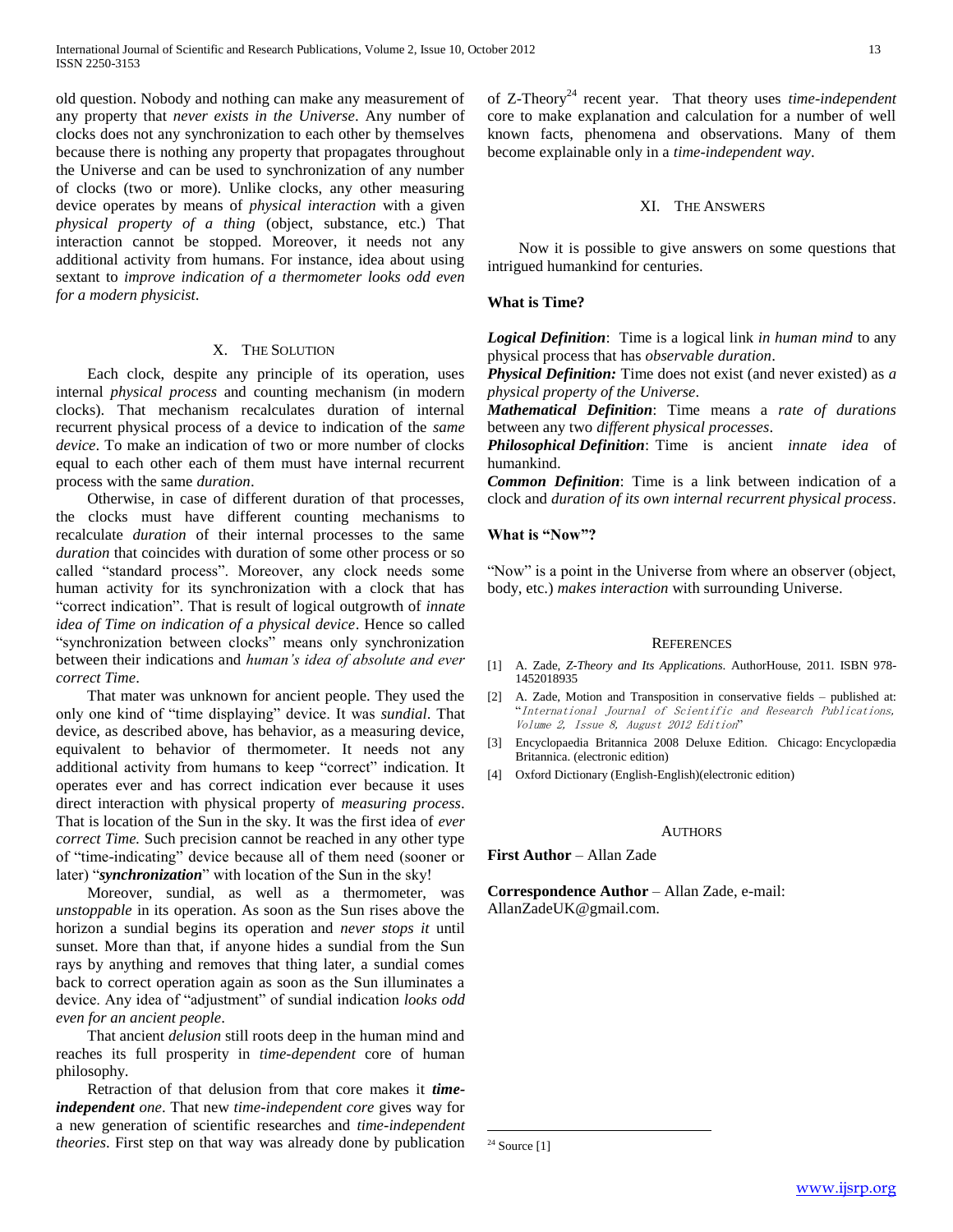old question. Nobody and nothing can make any measurement of any property that *never exists in the Universe*. Any number of clocks does not any synchronization to each other by themselves because there is nothing any property that propagates throughout the Universe and can be used to synchronization of any number of clocks (two or more). Unlike clocks, any other measuring device operates by means of *physical interaction* with a given *physical property of a thing* (object, substance, etc.) That interaction cannot be stopped. Moreover, it needs not any additional activity from humans. For instance, idea about using sextant to *improve indication of a thermometer looks odd even for a modern physicist.*

## X. The Solution

Each clock, despite any principle of its operation, uses internal *physical process* and counting mechanism (in modern clocks). That mechanism recalculates duration of internal recurrent physical process of a device to indication of the *same device*. To make an indication of two or more number of clocks equal to each other each of them must have internal recurrent process with the same *duration*.

Otherwise, in case of different duration of that processes, the clocks must have different counting mechanisms to recalculate *duration* of their internal processes to the same *duration* that coincides with duration of some other process or so called "standard process". Moreover, any clock needs some human activity for its synchronization with a clock that has "correct indication". That is result of logical outgrowth of *innate idea of Time on indication of a physical device*. Hence so called "synchronization between clocks" means only synchronization between their indications and *human's idea of absolute and ever correct Time*.

That mater was unknown for ancient people. They used the only one kind of "time displaying" device. It was *sundial*. That device, as described above, has behavior, as a measuring device, equivalent to behavior of thermometer. It needs not any additional activity from humans to keep "correct" indication. It operates ever and has correct indication ever because it uses direct interaction with physical property of *measuring process*. That is location of the Sun in the sky. It was the first idea of *ever correct Time.* Such precision cannot be reached in any other type of "time-indicating" device because all of them need (sooner or later) "***synchronization***" with location of the Sun in the sky!

Moreover, sundial, as well as a thermometer, was *unstoppable* in its operation. As soon as the Sun rises above the horizon a sundial begins its operation and *never stops it* until sunset. More than that, if anyone hides a sundial from the Sun rays by anything and removes that thing later, a sundial comes back to correct operation again as soon as the Sun illuminates a device. Any idea of "adjustment" of sundial indication *looks odd even for an ancient people*.

That ancient *delusion* still roots deep in the human mind and reaches its full prosperity in *time-dependent* core of human philosophy.

Retraction of that delusion from that core makes it ***time-independent*** *one*. That new *time-independent core* gives way for a new generation of scientific researches and *time-independent theories*. First step on that way was already done by publication of Z-Theory[24] recent year. That theory uses *time-independent* core to make explanation and calculation for a number of well known facts, phenomena and observations. Many of them become explainable only in a *time-independent way*.

## XI. The Answers

Now it is possible to give answers on some questions that intrigued humankind for centuries.

**What is Time?**

***Logical Definition***: Time is a logical link *in human mind* to any physical process that has *observable duration*.
***Physical Definition:*** Time does not exist (and never existed) as *a physical property of the Universe*.
***Mathematical Definition***: Time means a *rate of durations* between any two *different physical processes*.
***Philosophical Definition***: Time is ancient *innate idea* of humankind.
***Common Definition***: Time is a link between indication of a clock and *duration of its own internal recurrent physical process*.

**What is "Now"?**

"Now" is a point in the Universe from where an observer (object, body, etc.) *makes interaction* with surrounding Universe.

## References

[1] A. Zade, *Z-Theory and Its Applications*. AuthorHouse, 2011. ISBN 978-1452018935

[2] A. Zade, Motion and Transposition in conservative fields – published at: "*International Journal of Scientific and Research Publications, Volume 2, Issue 8, August 2012 Edition*"

[3] Encyclopaedia Britannica 2008 Deluxe Edition. Chicago: Encyclopædia Britannica. (electronic edition)

[4] Oxford Dictionary (English-English)(electronic edition)

## Authors

**First Author** – Allan Zade

**Correspondence Author** – Allan Zade, e-mail: AllanZadeUK@gmail.com.

---

[24] Source [1]